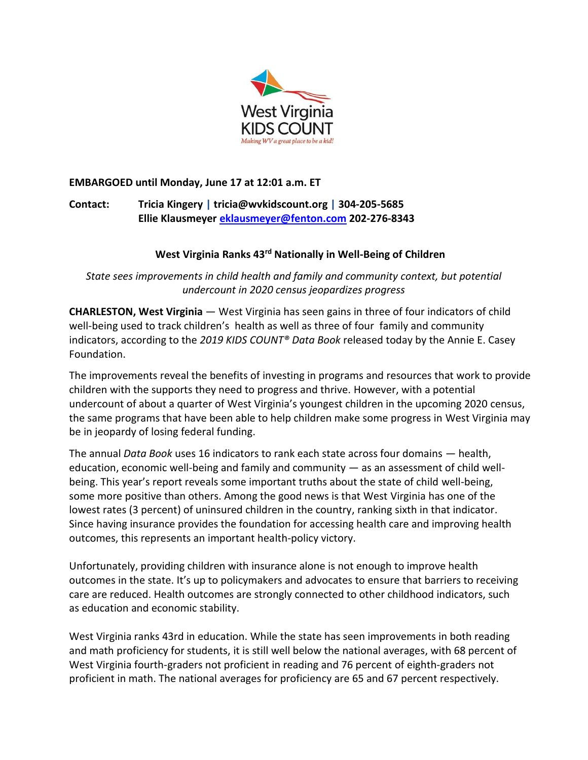West Virginia KIDS COUNT

*Making WV a great place to be a kid!*

**EMBARGOED until Monday, June 17 at 12:01 a.m. ET**

**Contact: Tricia Kingery | tricia@wvkidscount.org | 304-205-5685**
**Ellie Klausmeyer eklausmeyer@fenton.com 202-276-8343**

## West Virginia Ranks 43rd Nationally in Well-Being of Children

*State sees improvements in child health and family and community context, but potential undercount in 2020 census jeopardizes progress*

**CHARLESTON, West Virginia** — West Virginia has seen gains in three of four indicators of child well-being used to track children's health as well as three of four family and community indicators, according to the *2019 KIDS COUNT® Data Book* released today by the Annie E. Casey Foundation.

The improvements reveal the benefits of investing in programs and resources that work to provide children with the supports they need to progress and thrive. However, with a potential undercount of about a quarter of West Virginia's youngest children in the upcoming 2020 census, the same programs that have been able to help children make some progress in West Virginia may be in jeopardy of losing federal funding.

The annual *Data Book* uses 16 indicators to rank each state across four domains — health, education, economic well-being and family and community — as an assessment of child well-being. This year's report reveals some important truths about the state of child well-being, some more positive than others. Among the good news is that West Virginia has one of the lowest rates (3 percent) of uninsured children in the country, ranking sixth in that indicator. Since having insurance provides the foundation for accessing health care and improving health outcomes, this represents an important health-policy victory.

Unfortunately, providing children with insurance alone is not enough to improve health outcomes in the state. It's up to policymakers and advocates to ensure that barriers to receiving care are reduced. Health outcomes are strongly connected to other childhood indicators, such as education and economic stability.

West Virginia ranks 43rd in education. While the state has seen improvements in both reading and math proficiency for students, it is still well below the national averages, with 68 percent of West Virginia fourth-graders not proficient in reading and 76 percent of eighth-graders not proficient in math. The national averages for proficiency are 65 and 67 percent respectively.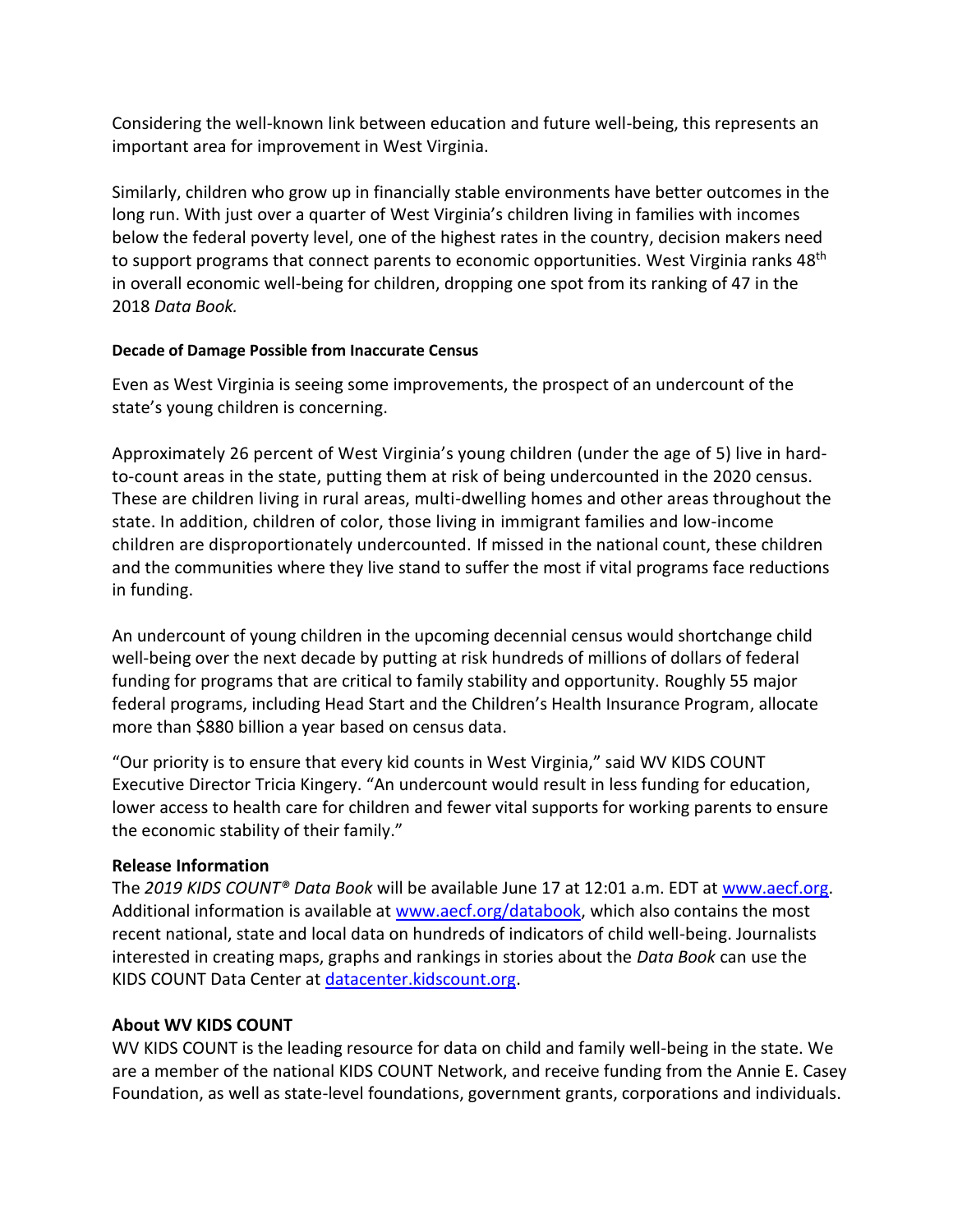Considering the well-known link between education and future well-being, this represents an important area for improvement in West Virginia.

Similarly, children who grow up in financially stable environments have better outcomes in the long run. With just over a quarter of West Virginia's children living in families with incomes below the federal poverty level, one of the highest rates in the country, decision makers need to support programs that connect parents to economic opportunities. West Virginia ranks 48th in overall economic well-being for children, dropping one spot from its ranking of 47 in the 2018 *Data Book.*

#### Decade of Damage Possible from Inaccurate Census

Even as West Virginia is seeing some improvements, the prospect of an undercount of the state's young children is concerning.

Approximately 26 percent of West Virginia's young children (under the age of 5) live in hard-to-count areas in the state, putting them at risk of being undercounted in the 2020 census. These are children living in rural areas, multi-dwelling homes and other areas throughout the state. In addition, children of color, those living in immigrant families and low-income children are disproportionately undercounted. If missed in the national count, these children and the communities where they live stand to suffer the most if vital programs face reductions in funding.

An undercount of young children in the upcoming decennial census would shortchange child well-being over the next decade by putting at risk hundreds of millions of dollars of federal funding for programs that are critical to family stability and opportunity. Roughly 55 major federal programs, including Head Start and the Children's Health Insurance Program, allocate more than $880 billion a year based on census data.

"Our priority is to ensure that every kid counts in West Virginia," said WV KIDS COUNT Executive Director Tricia Kingery. "An undercount would result in less funding for education, lower access to health care for children and fewer vital supports for working parents to ensure the economic stability of their family."

**Release Information**
The *2019 KIDS COUNT® Data Book* will be available June 17 at 12:01 a.m. EDT at www.aecf.org. Additional information is available at www.aecf.org/databook, which also contains the most recent national, state and local data on hundreds of indicators of child well-being. Journalists interested in creating maps, graphs and rankings in stories about the *Data Book* can use the KIDS COUNT Data Center at datacenter.kidscount.org.

**About WV KIDS COUNT**
WV KIDS COUNT is the leading resource for data on child and family well-being in the state. We are a member of the national KIDS COUNT Network, and receive funding from the Annie E. Casey Foundation, as well as state-level foundations, government grants, corporations and individuals.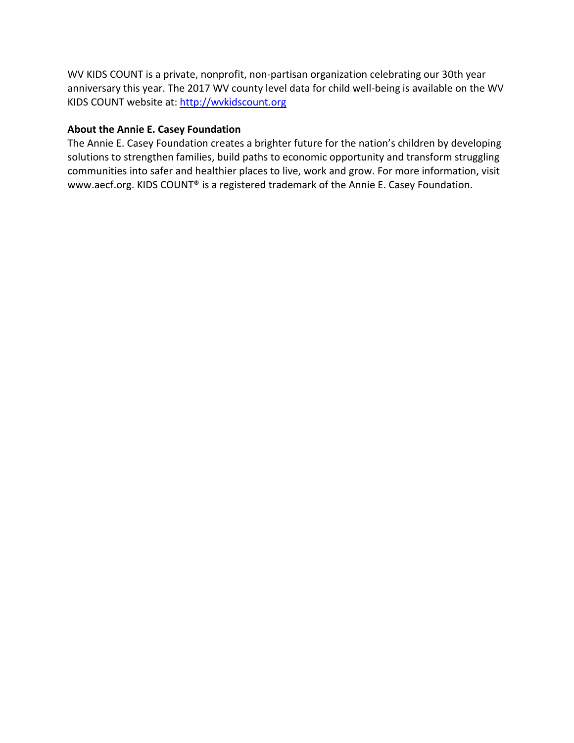WV KIDS COUNT is a private, nonprofit, non-partisan organization celebrating our 30th year anniversary this year. The 2017 WV county level data for child well-being is available on the WV KIDS COUNT website at: [http://wvkidscount.org](http://wvkidscount.org)

**About the Annie E. Casey Foundation**

The Annie E. Casey Foundation creates a brighter future for the nation's children by developing solutions to strengthen families, build paths to economic opportunity and transform struggling communities into safer and healthier places to live, work and grow. For more information, visit www.aecf.org. KIDS COUNT® is a registered trademark of the Annie E. Casey Foundation.